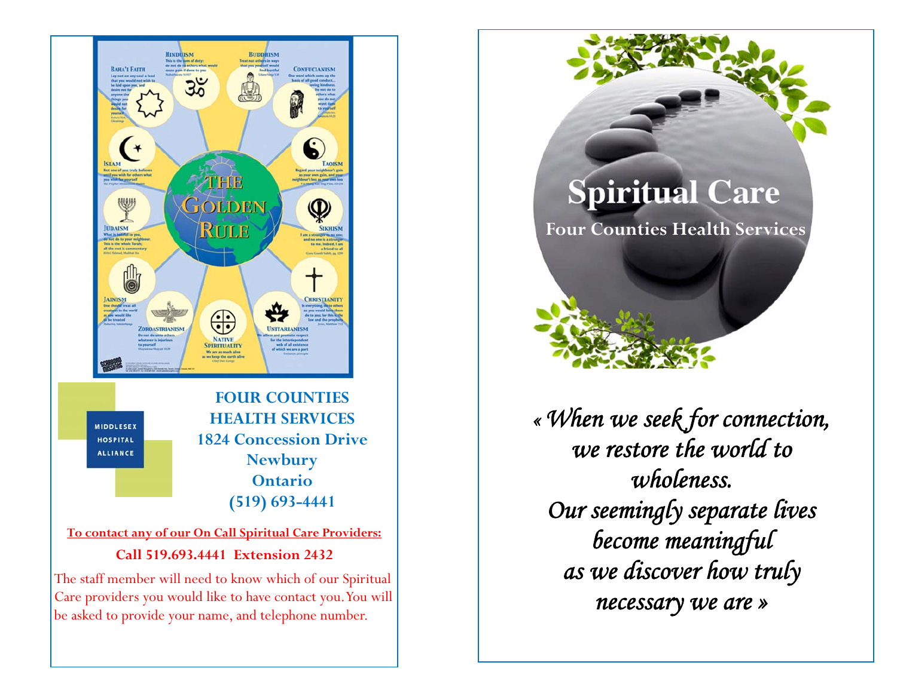MIDDLESEX HOSPITAL ALLIANCE

**FOUR COUNTIES HEALTH SERVICES**
**1824 Concession Drive**
**Newbury**
**Ontario**
**(519) 693-4441**

**To contact any of our On Call Spiritual Care Providers:**

**Call 519.693.4441 Extension 2432**

The staff member will need to know which of our Spiritual Care providers you would like to have contact you. You will be asked to provide your name, and telephone number.

# Spiritual Care

## Four Counties Health Services

*« When we seek for connection, we restore the world to wholeness. Our seemingly separate lives become meaningful as we discover how truly necessary we are »*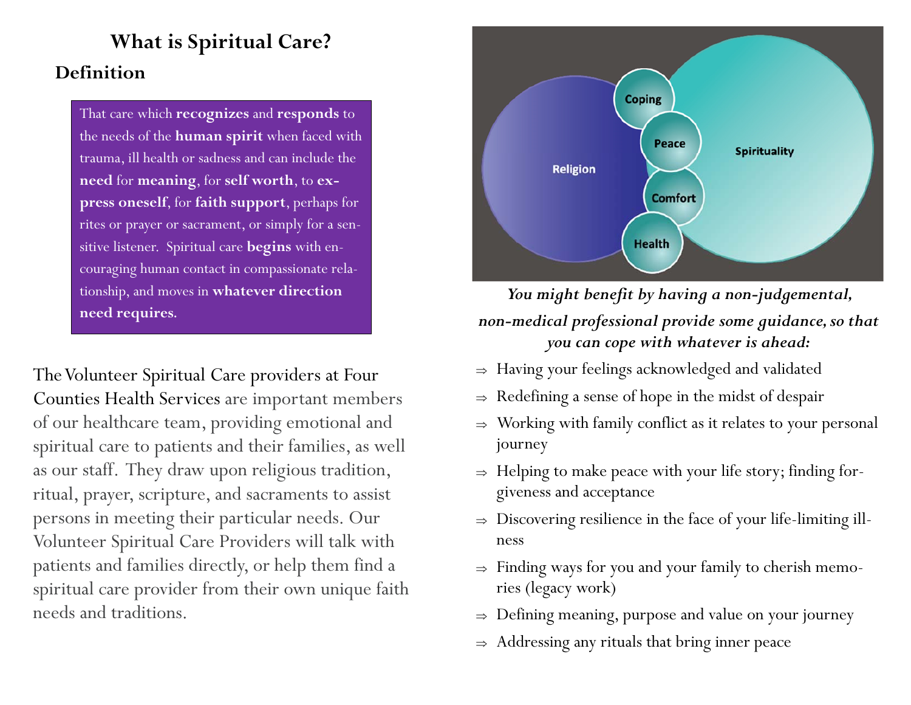# What is Spiritual Care?

## Definition

That care which **recognizes** and **responds** to the needs of the **human spirit** when faced with trauma, ill health or sadness and can include the **need** for **meaning**, for **self worth**, to **express oneself**, for **faith support**, perhaps for rites or prayer or sacrament, or simply for a sensitive listener. Spiritual care **begins** with encouraging human contact in compassionate relationship, and moves in **whatever direction need requires**.

The Volunteer Spiritual Care providers at Four Counties Health Services are important members of our healthcare team, providing emotional and spiritual care to patients and their families, as well as our staff. They draw upon religious tradition, ritual, prayer, scripture, and sacraments to assist persons in meeting their particular needs. Our Volunteer Spiritual Care Providers will talk with patients and families directly, or help them find a spiritual care provider from their own unique faith needs and traditions.

Religion | Coping | Peace | Comfort | Health | Spirituality

***You might benefit by having a non-judgemental, non-medical professional provide some guidance, so that you can cope with whatever is ahead:***

- ⇒ Having your feelings acknowledged and validated
- ⇒ Redefining a sense of hope in the midst of despair
- ⇒ Working with family conflict as it relates to your personal journey
- ⇒ Helping to make peace with your life story; finding forgiveness and acceptance
- ⇒ Discovering resilience in the face of your life-limiting illness
- ⇒ Finding ways for you and your family to cherish memories (legacy work)
- ⇒ Defining meaning, purpose and value on your journey
- ⇒ Addressing any rituals that bring inner peace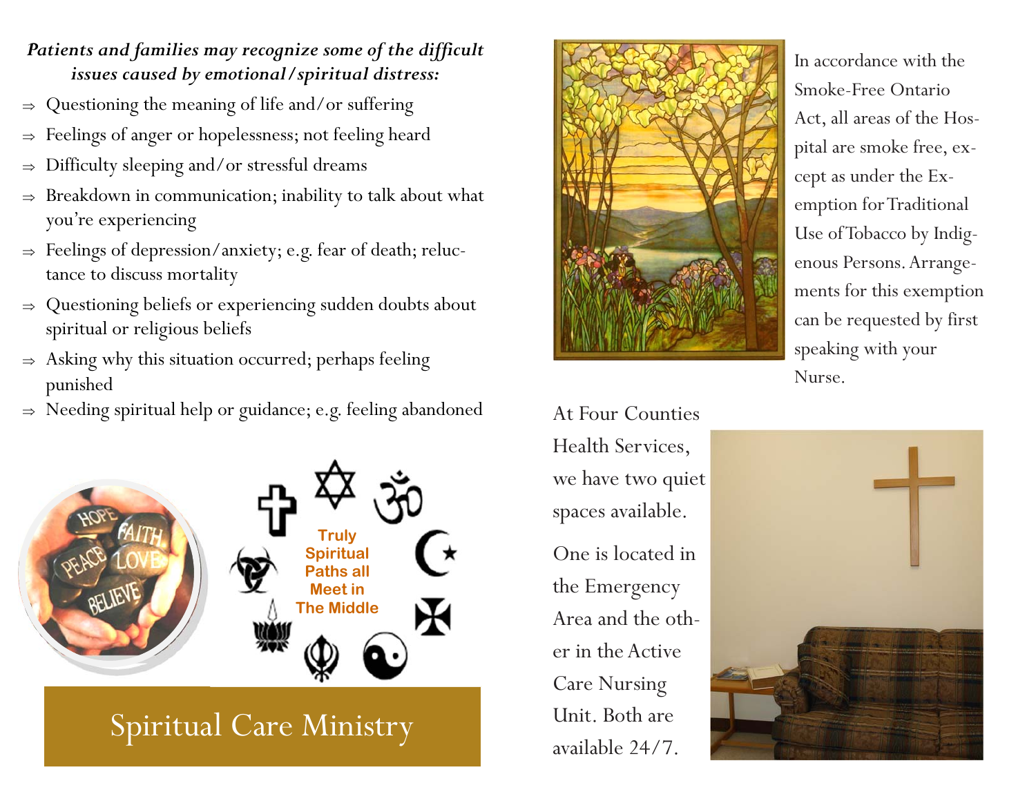***Patients and families may recognize some of the difficult issues caused by emotional/spiritual distress:***

- ⇒ Questioning the meaning of life and/or suffering
- ⇒ Feelings of anger or hopelessness; not feeling heard
- ⇒ Difficulty sleeping and/or stressful dreams
- ⇒ Breakdown in communication; inability to talk about what you're experiencing
- ⇒ Feelings of depression/anxiety; e.g. fear of death; reluctance to discuss mortality
- ⇒ Questioning beliefs or experiencing sudden doubts about spiritual or religious beliefs
- ⇒ Asking why this situation occurred; perhaps feeling punished
- ⇒ Needing spiritual help or guidance; e.g. feeling abandoned

Truly Spiritual Paths all Meet in The Middle

# Spiritual Care Ministry

In accordance with the Smoke-Free Ontario Act, all areas of the Hospital are smoke free, except as under the Exemption for Traditional Use of Tobacco by Indigenous Persons. Arrangements for this exemption can be requested by first speaking with your Nurse.

At Four Counties Health Services, we have two quiet spaces available.

One is located in the Emergency Area and the other in the Active Care Nursing Unit. Both are available 24/7.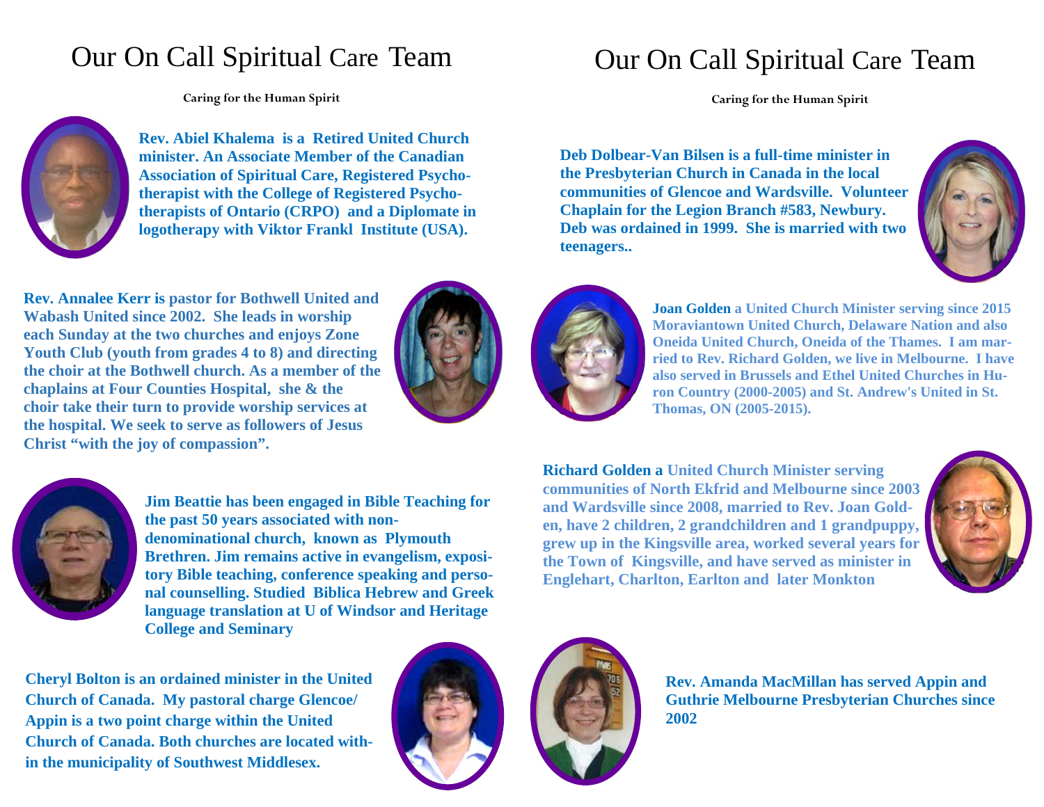# Our On Call Spiritual Care Team

**Caring for the Human Spirit**

**Rev. Abiel Khalema is a Retired United Church minister. An Associate Member of the Canadian Association of Spiritual Care, Registered Psychotherapist with the College of Registered Psychotherapists of Ontario (CRPO) and a Diplomate in logotherapy with Viktor Frankl Institute (USA).**

**Rev. Annalee Kerr is pastor for Bothwell United and Wabash United since 2002. She leads in worship each Sunday at the two churches and enjoys Zone Youth Club (youth from grades 4 to 8) and directing the choir at the Bothwell church. As a member of the chaplains at Four Counties Hospital, she & the choir take their turn to provide worship services at the hospital. We seek to serve as followers of Jesus Christ "with the joy of compassion".**

**Jim Beattie has been engaged in Bible Teaching for the past 50 years associated with non-denominational church, known as Plymouth Brethren. Jim remains active in evangelism, expository Bible teaching, conference speaking and personal counselling. Studied Biblica Hebrew and Greek language translation at U of Windsor and Heritage College and Seminary**

**Cheryl Bolton is an ordained minister in the United Church of Canada. My pastoral charge Glencoe/ Appin is a two point charge within the United Church of Canada. Both churches are located within the municipality of Southwest Middlesex.**

# Our On Call Spiritual Care Team

**Caring for the Human Spirit**

**Deb Dolbear-Van Bilsen is a full-time minister in the Presbyterian Church in Canada in the local communities of Glencoe and Wardsville. Volunteer Chaplain for the Legion Branch #583, Newbury. Deb was ordained in 1999. She is married with two teenagers..**

**Joan Golden a United Church Minister serving since 2015 Moraviantown United Church, Delaware Nation and also Oneida United Church, Oneida of the Thames. I am married to Rev. Richard Golden, we live in Melbourne. I have also served in Brussels and Ethel United Churches in Huron Country (2000-2005) and St. Andrew's United in St. Thomas, ON (2005-2015).**

**Richard Golden a United Church Minister serving communities of North Ekfrid and Melbourne since 2003 and Wardsville since 2008, married to Rev. Joan Golden, have 2 children, 2 grandchildren and 1 grandpuppy, grew up in the Kingsville area, worked several years for the Town of Kingsville, and have served as minister in Englehart, Charlton, Earlton and later Monkton**

**Rev. Amanda MacMillan has served Appin and Guthrie Melbourne Presbyterian Churches since 2002**